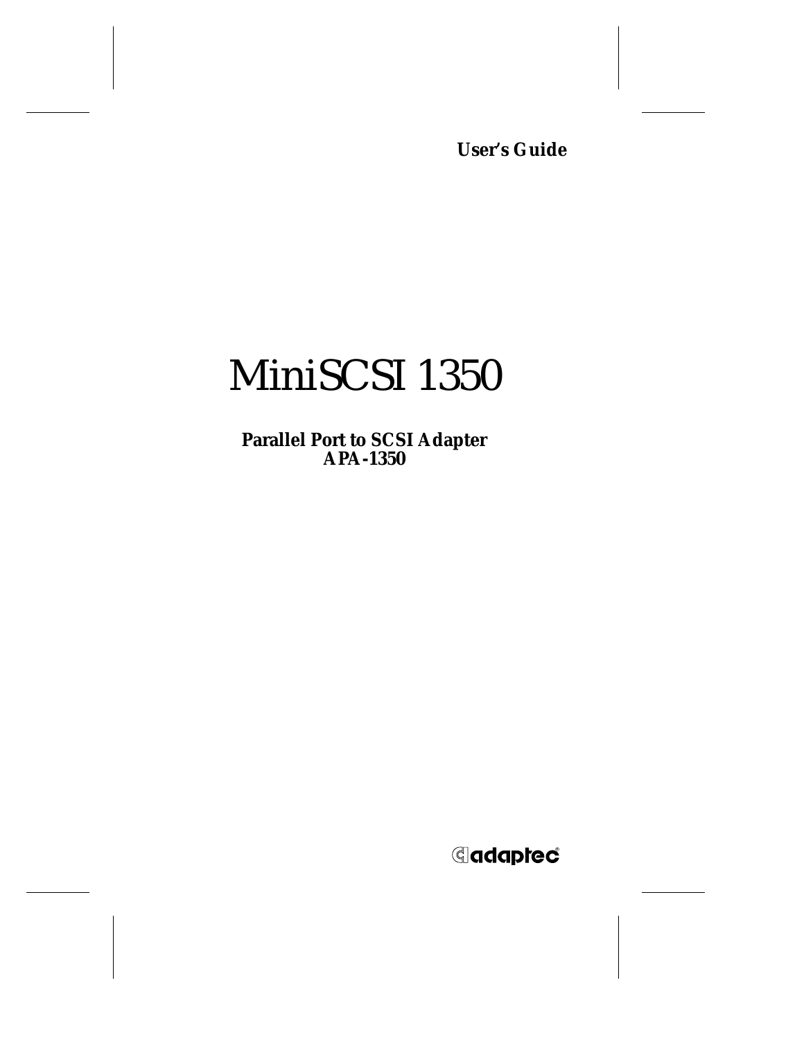**User's Guide**

# MiniSCSI 1350

**Parallel Port to SCSI Adapter**
**APA-1350**

adaptec®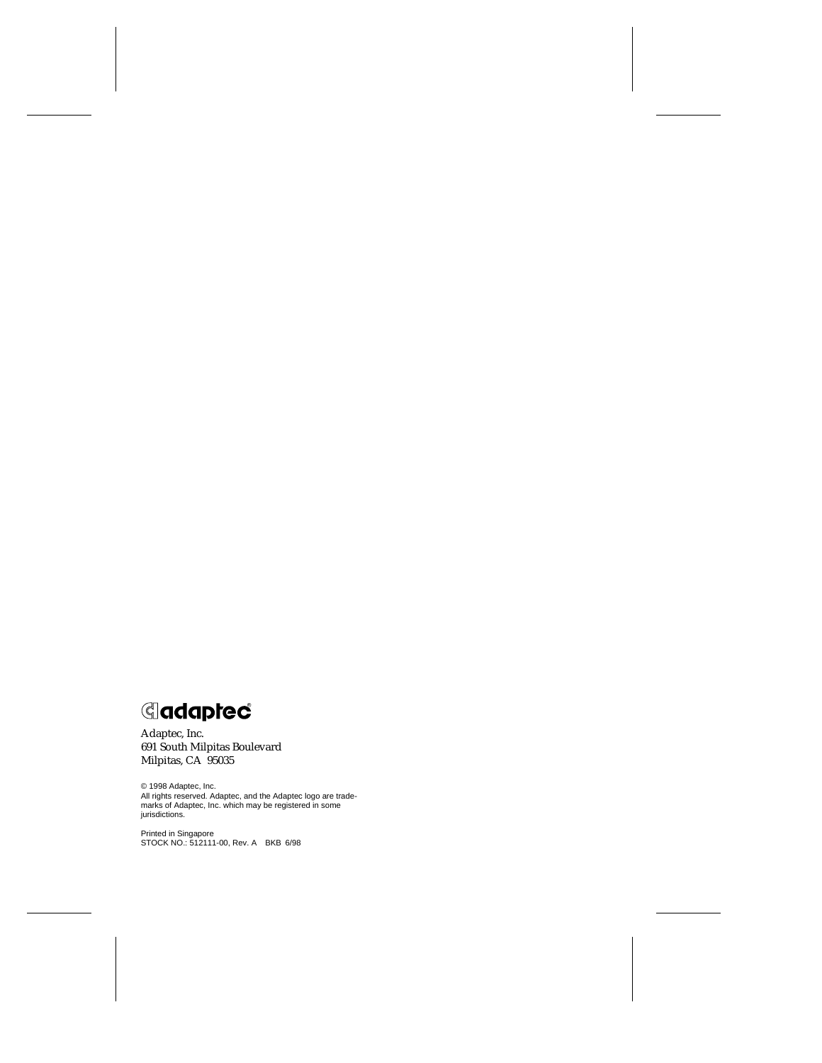adaptec

Adaptec, Inc.
691 South Milpitas Boulevard
Milpitas, CA 95035

© 1998 Adaptec, Inc.
All rights reserved. Adaptec, and the Adaptec logo are trademarks of Adaptec, Inc. which may be registered in some jurisdictions.

Printed in Singapore
STOCK NO.: 512111-00, Rev. A BKB 6/98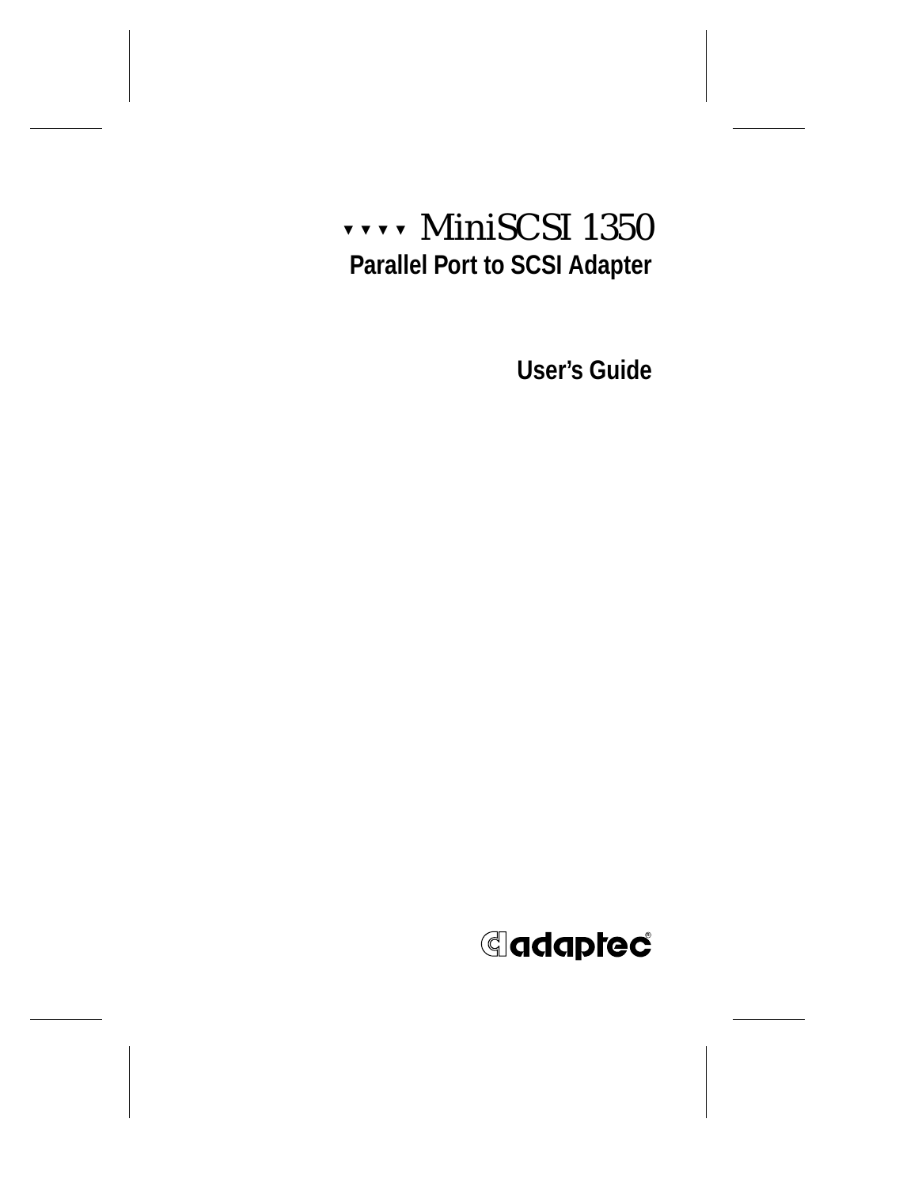# ▾▾▾▾ MiniSCSI 1350

## Parallel Port to SCSI Adapter

### User's Guide

adaptec®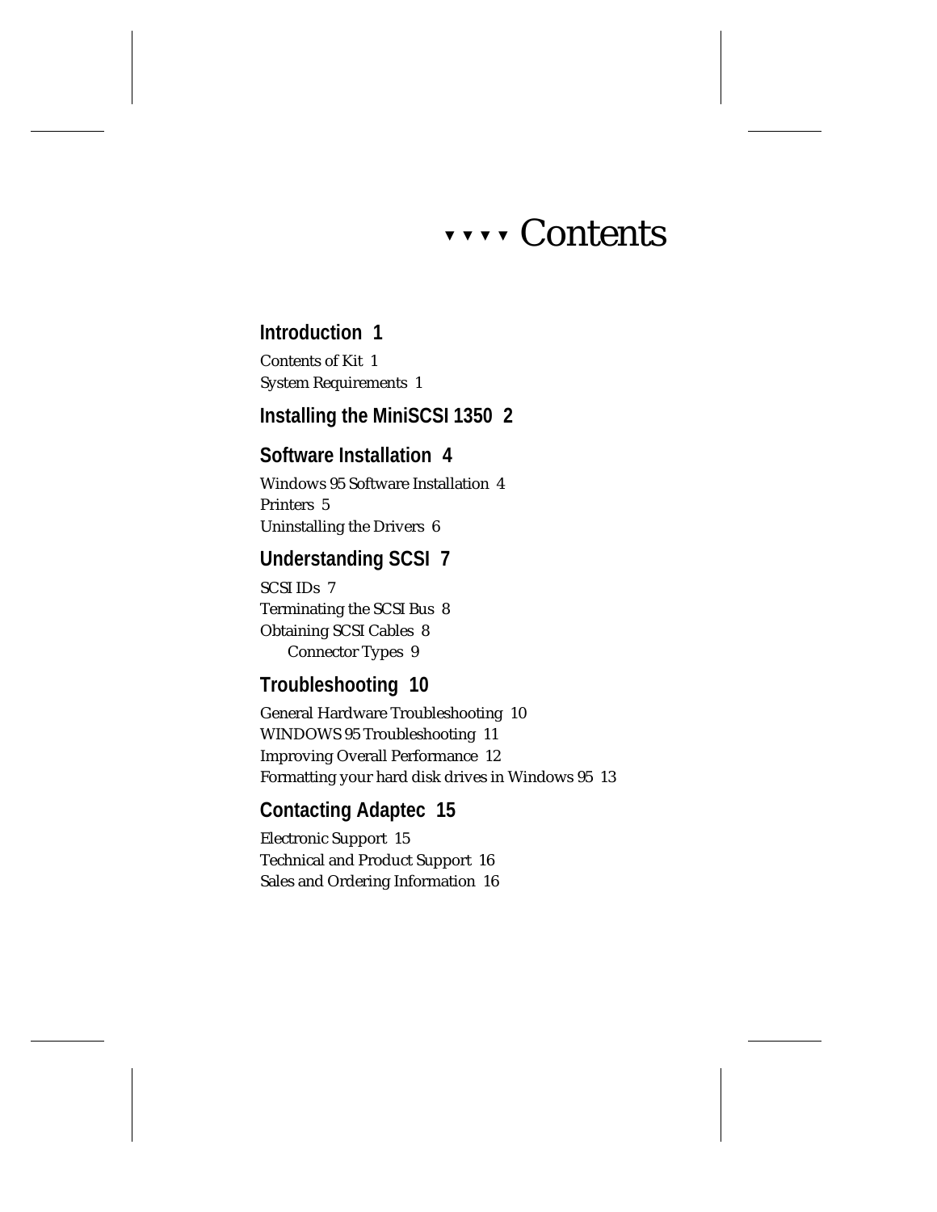# ▾▾▾▾ Contents

## Introduction 1

Contents of Kit 1
System Requirements 1

## Installing the MiniSCSI 1350 2

## Software Installation 4

Windows 95 Software Installation 4
Printers 5
Uninstalling the Drivers 6

## Understanding SCSI 7

SCSI IDs 7
Terminating the SCSI Bus 8
Obtaining SCSI Cables 8
    Connector Types 9

## Troubleshooting 10

General Hardware Troubleshooting 10
WINDOWS 95 Troubleshooting 11
Improving Overall Performance 12
Formatting your hard disk drives in Windows 95 13

## Contacting Adaptec 15

Electronic Support 15
Technical and Product Support 16
Sales and Ordering Information 16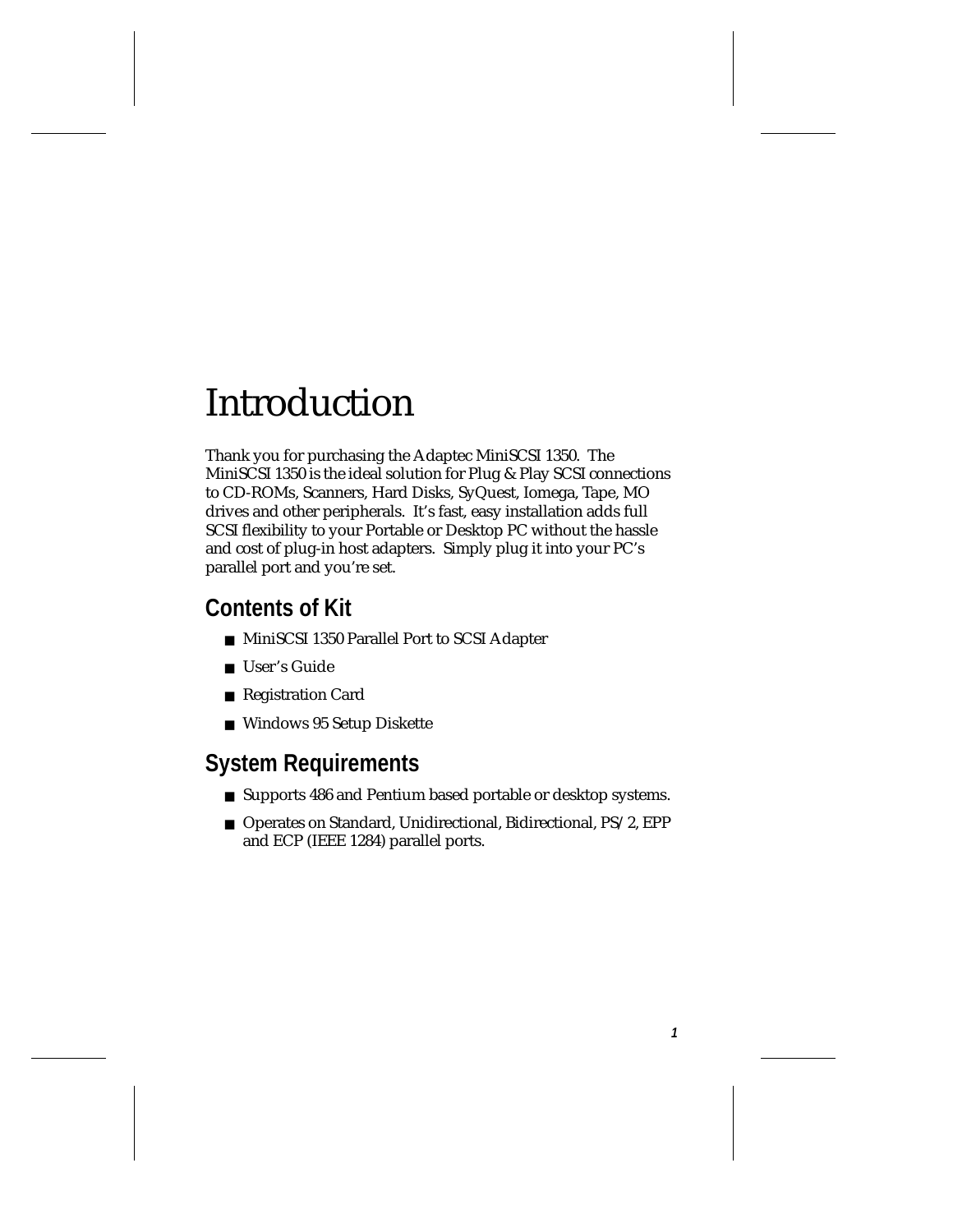# Introduction

Thank you for purchasing the Adaptec MiniSCSI 1350. The MiniSCSI 1350 is the ideal solution for Plug & Play SCSI connections to CD-ROMs, Scanners, Hard Disks, SyQuest, Iomega, Tape, MO drives and other peripherals. It's fast, easy installation adds full SCSI flexibility to your Portable or Desktop PC without the hassle and cost of plug-in host adapters. Simply plug it into your PC's parallel port and you're set.

## Contents of Kit

- MiniSCSI 1350 Parallel Port to SCSI Adapter
- User's Guide
- Registration Card
- Windows 95 Setup Diskette

## System Requirements

- Supports 486 and Pentium based portable or desktop systems.
- Operates on Standard, Unidirectional, Bidirectional, PS/2, EPP and ECP (IEEE 1284) parallel ports.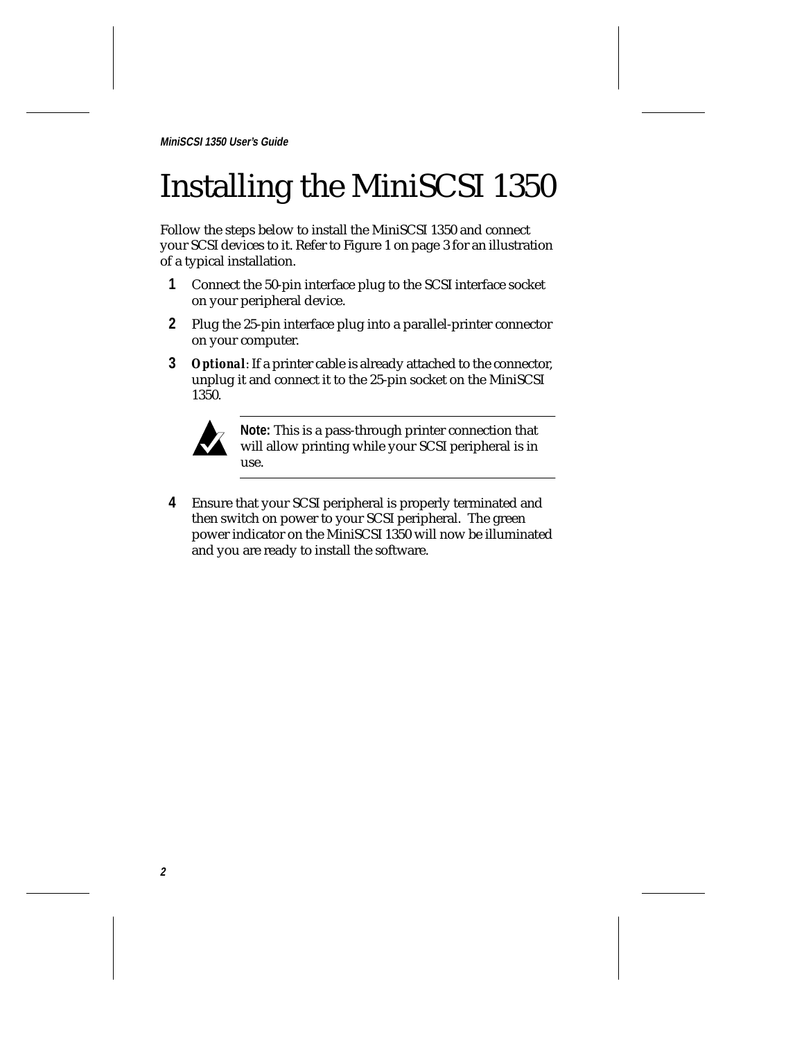# Installing the MiniSCSI 1350

Follow the steps below to install the MiniSCSI 1350 and connect your SCSI devices to it. Refer to Figure 1 on page 3 for an illustration of a typical installation.

1. Connect the 50-pin interface plug to the SCSI interface socket on your peripheral device.
2. Plug the 25-pin interface plug into a parallel-printer connector on your computer.
3. ***Optional***: If a printer cable is already attached to the connector, unplug it and connect it to the 25-pin socket on the MiniSCSI 1350.

   > **Note:** This is a pass-through printer connection that will allow printing while your SCSI peripheral is in use.

4. Ensure that your SCSI peripheral is properly terminated and then switch on power to your SCSI peripheral. The green power indicator on the MiniSCSI 1350 will now be illuminated and you are ready to install the software.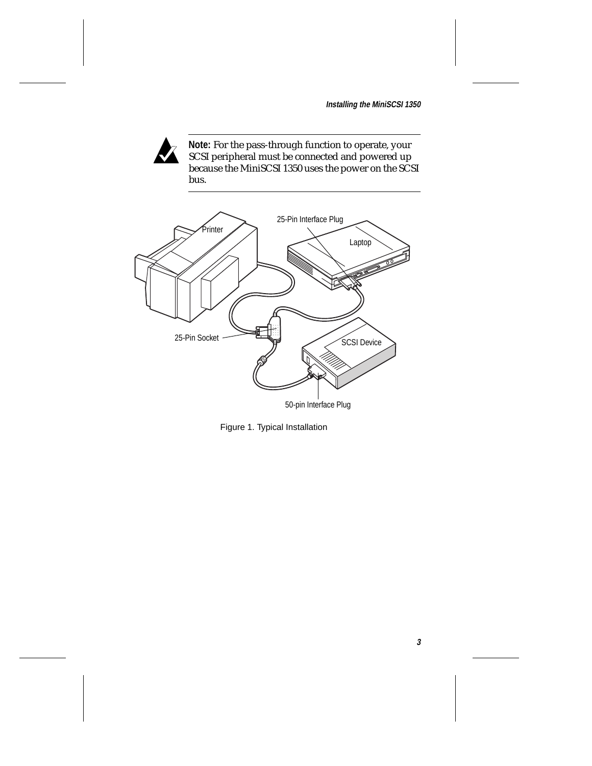**Note:** For the pass-through function to operate, your SCSI peripheral must be connected and powered up because the MiniSCSI 1350 uses the power on the SCSI bus.

Figure 1. Typical Installation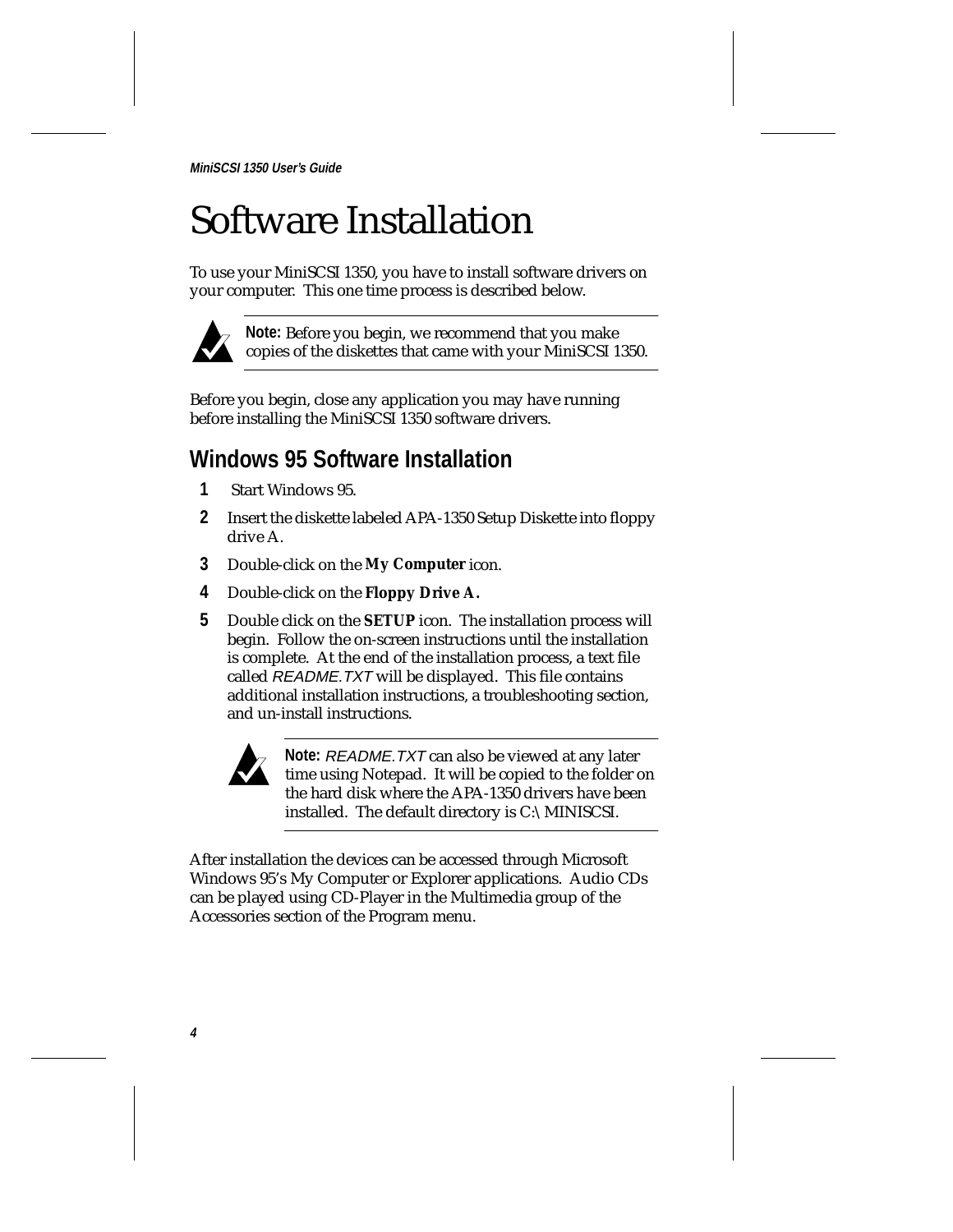# Software Installation

To use your MiniSCSI 1350, you have to install software drivers on your computer. This one time process is described below.

> **Note:** Before you begin, we recommend that you make copies of the diskettes that came with your MiniSCSI 1350.

Before you begin, close any application you may have running before installing the MiniSCSI 1350 software drivers.

## Windows 95 Software Installation

1. Start Windows 95.
2. Insert the diskette labeled APA-1350 Setup Diskette into floppy drive A.
3. Double-click on the **My Computer** icon.
4. Double-click on the **Floppy Drive A.**
5. Double click on the **SETUP** icon. The installation process will begin. Follow the on-screen instructions until the installation is complete. At the end of the installation process, a text file called *README.TXT* will be displayed. This file contains additional installation instructions, a troubleshooting section, and un-install instructions.

   > **Note:** *README.TXT* can also be viewed at any later time using Notepad. It will be copied to the folder on the hard disk where the APA-1350 drivers have been installed. The default directory is C:\MINISCSI.

After installation the devices can be accessed through Microsoft Windows 95's My Computer or Explorer applications. Audio CDs can be played using CD-Player in the Multimedia group of the Accessories section of the Program menu.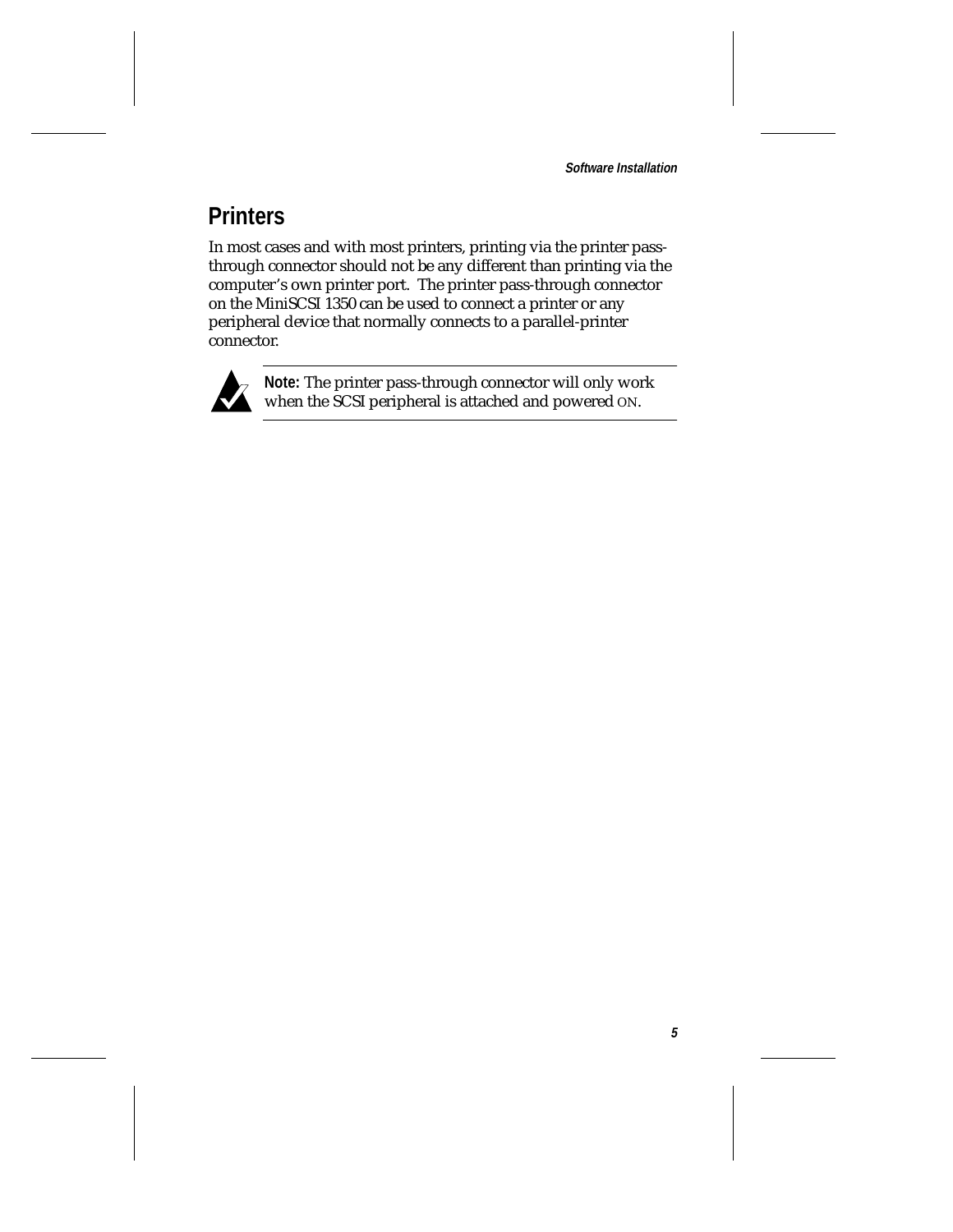## Printers

In most cases and with most printers, printing via the printer pass-through connector should not be any different than printing via the computer's own printer port.  The printer pass-through connector on the MiniSCSI 1350 can be used to connect a printer or any peripheral device that normally connects to a parallel-printer connector.

**Note:** The printer pass-through connector will only work when the SCSI peripheral is attached and powered ON.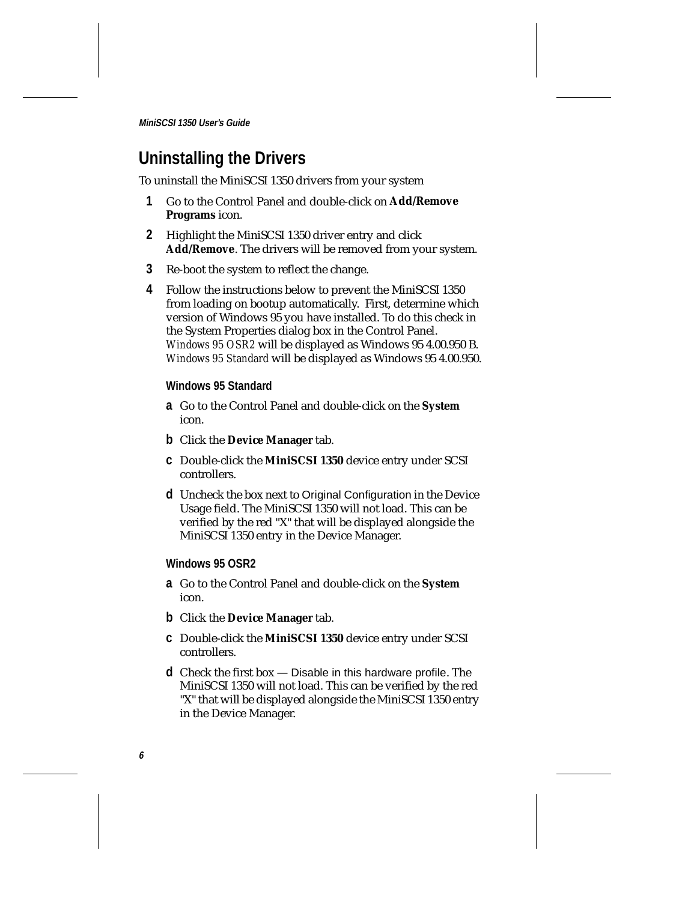## Uninstalling the Drivers

To uninstall the MiniSCSI 1350 drivers from your system

1. Go to the Control Panel and double-click on **Add/Remove Programs** icon.
2. Highlight the MiniSCSI 1350 driver entry and click **Add/Remove**. The drivers will be removed from your system.
3. Re-boot the system to reflect the change.
4. Follow the instructions below to prevent the MiniSCSI 1350 from loading on bootup automatically. First, determine which version of Windows 95 you have installed. To do this check in the System Properties dialog box in the Control Panel. *Windows 95 OSR2* will be displayed as Windows 95 4.00.950 B. *Windows 95 Standard* will be displayed as Windows 95 4.00.950.

   **Windows 95 Standard**

   a. Go to the Control Panel and double-click on the **System** icon.
   b. Click the **Device Manager** tab.
   c. Double-click the **MiniSCSI 1350** device entry under SCSI controllers.
   d. Uncheck the box next to Original Configuration in the Device Usage field. The MiniSCSI 1350 will not load. This can be verified by the red "X" that will be displayed alongside the MiniSCSI 1350 entry in the Device Manager.

   **Windows 95 OSR2**

   a. Go to the Control Panel and double-click on the **System** icon.
   b. Click the **Device Manager** tab.
   c. Double-click the **MiniSCSI 1350** device entry under SCSI controllers.
   d. Check the first box — Disable in this hardware profile. The MiniSCSI 1350 will not load. This can be verified by the red "X" that will be displayed alongside the MiniSCSI 1350 entry in the Device Manager.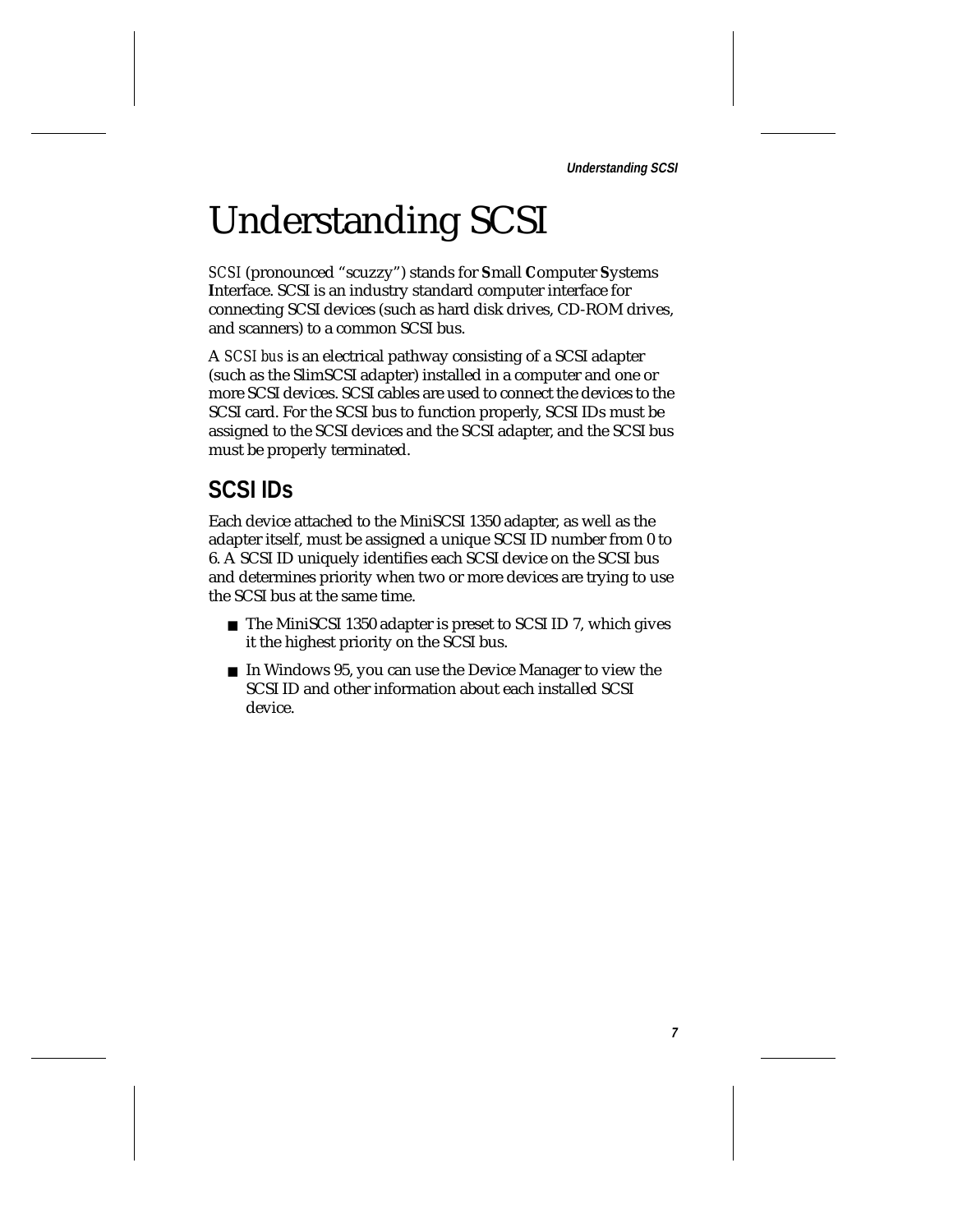# Understanding SCSI

*SCSI* (pronounced "scuzzy") stands for **S**mall **C**omputer **S**ystems **I**nterface. SCSI is an industry standard computer interface for connecting SCSI devices (such as hard disk drives, CD-ROM drives, and scanners) to a common SCSI bus.

A *SCSI bus* is an electrical pathway consisting of a SCSI adapter (such as the SlimSCSI adapter) installed in a computer and one or more SCSI devices. SCSI cables are used to connect the devices to the SCSI card. For the SCSI bus to function properly, SCSI IDs must be assigned to the SCSI devices and the SCSI adapter, and the SCSI bus must be properly terminated.

## SCSI IDs

Each device attached to the MiniSCSI 1350 adapter, as well as the adapter itself, must be assigned a unique SCSI ID number from 0 to 6. A SCSI ID uniquely identifies each SCSI device on the SCSI bus and determines priority when two or more devices are trying to use the SCSI bus at the same time.

- The MiniSCSI 1350 adapter is preset to SCSI ID 7, which gives it the highest priority on the SCSI bus.
- In Windows 95, you can use the Device Manager to view the SCSI ID and other information about each installed SCSI device.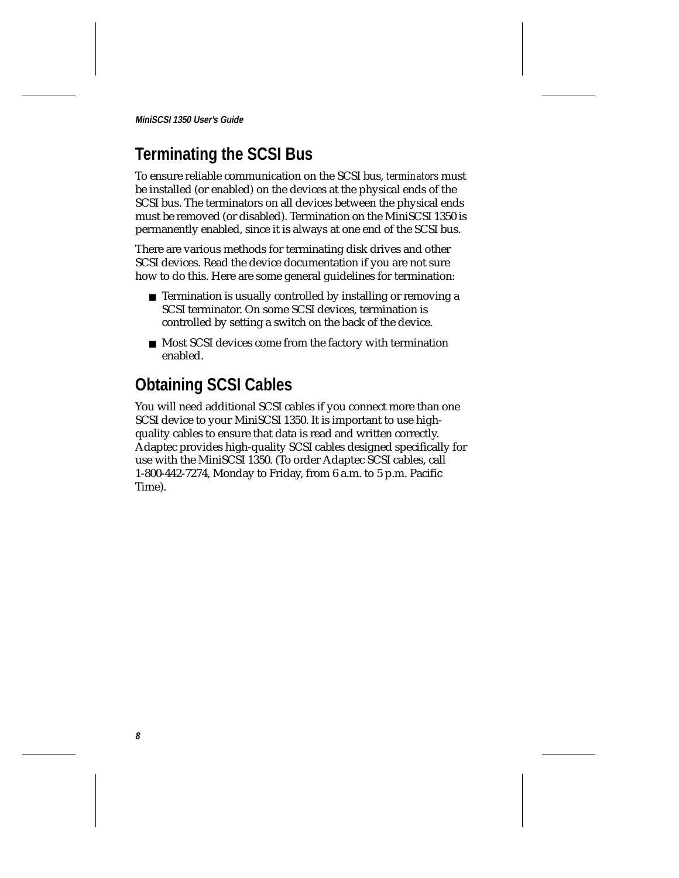## Terminating the SCSI Bus

To ensure reliable communication on the SCSI bus, *terminators* must be installed (or enabled) on the devices at the physical ends of the SCSI bus. The terminators on all devices between the physical ends must be removed (or disabled). Termination on the MiniSCSI 1350 is permanently enabled, since it is always at one end of the SCSI bus.

There are various methods for terminating disk drives and other SCSI devices. Read the device documentation if you are not sure how to do this. Here are some general guidelines for termination:

- Termination is usually controlled by installing or removing a SCSI terminator. On some SCSI devices, termination is controlled by setting a switch on the back of the device.
- Most SCSI devices come from the factory with termination enabled.

## Obtaining SCSI Cables

You will need additional SCSI cables if you connect more than one SCSI device to your MiniSCSI 1350. It is important to use high-quality cables to ensure that data is read and written correctly. Adaptec provides high-quality SCSI cables designed specifically for use with the MiniSCSI 1350. (To order Adaptec SCSI cables, call 1-800-442-7274, Monday to Friday, from 6 a.m. to 5 p.m. Pacific Time).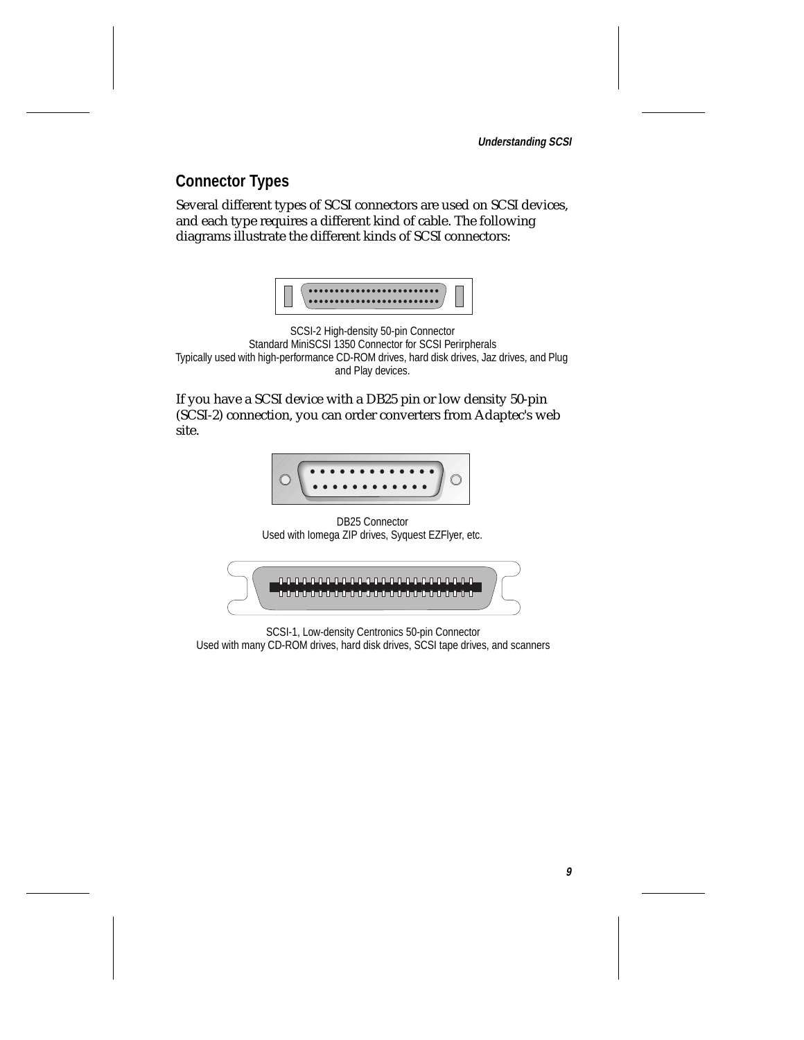## Connector Types

Several different types of SCSI connectors are used on SCSI devices, and each type requires a different kind of cable. The following diagrams illustrate the different kinds of SCSI connectors:

SCSI-2 High-density 50-pin Connector
Standard MiniSCSI 1350 Connector for SCSI Perirpherals
Typically used with high-performance CD-ROM drives, hard disk drives, Jaz drives, and Plug and Play devices.

If you have a SCSI device with a DB25 pin or low density 50-pin (SCSI-2) connection, you can order converters from Adaptec's web site.

DB25 Connector
Used with Iomega ZIP drives, Syquest EZFlyer, etc.

SCSI-1, Low-density Centronics 50-pin Connector
Used with many CD-ROM drives, hard disk drives, SCSI tape drives, and scanners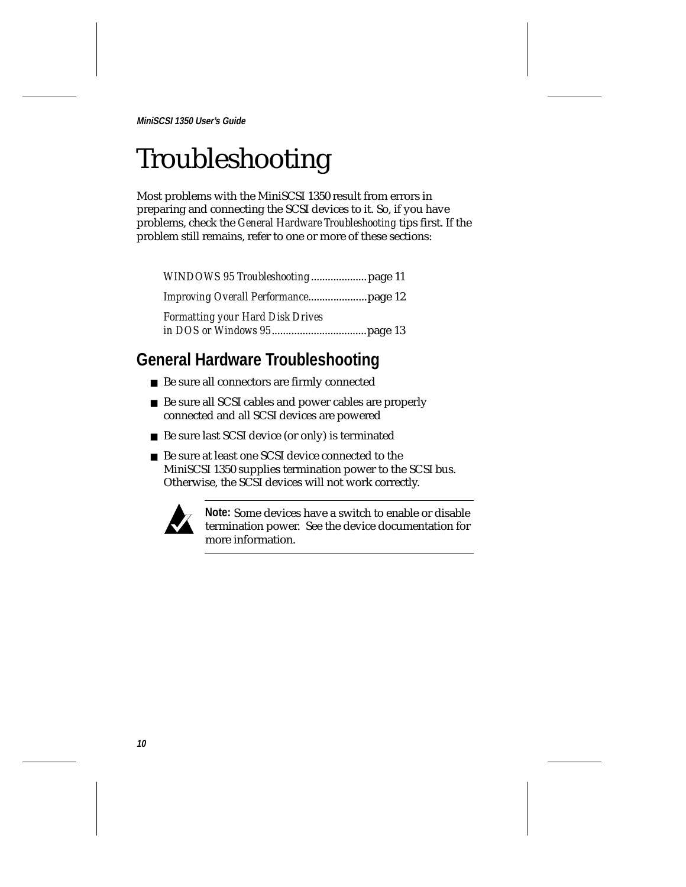# Troubleshooting

Most problems with the MiniSCSI 1350 result from errors in preparing and connecting the SCSI devices to it. So, if you have problems, check the *General Hardware Troubleshooting* tips first. If the problem still remains, refer to one or more of these sections:

*WINDOWS 95 Troubleshooting* .................... page 11

*Improving Overall Performance* ..................... page 12

*Formatting your Hard Disk Drives in DOS or Windows 95* .................................. page 13

## General Hardware Troubleshooting

- Be sure all connectors are firmly connected
- Be sure all SCSI cables and power cables are properly connected and all SCSI devices are powered
- Be sure last SCSI device (or only) is terminated
- Be sure at least one SCSI device connected to the MiniSCSI 1350 supplies termination power to the SCSI bus. Otherwise, the SCSI devices will not work correctly.

**Note:** Some devices have a switch to enable or disable termination power. See the device documentation for more information.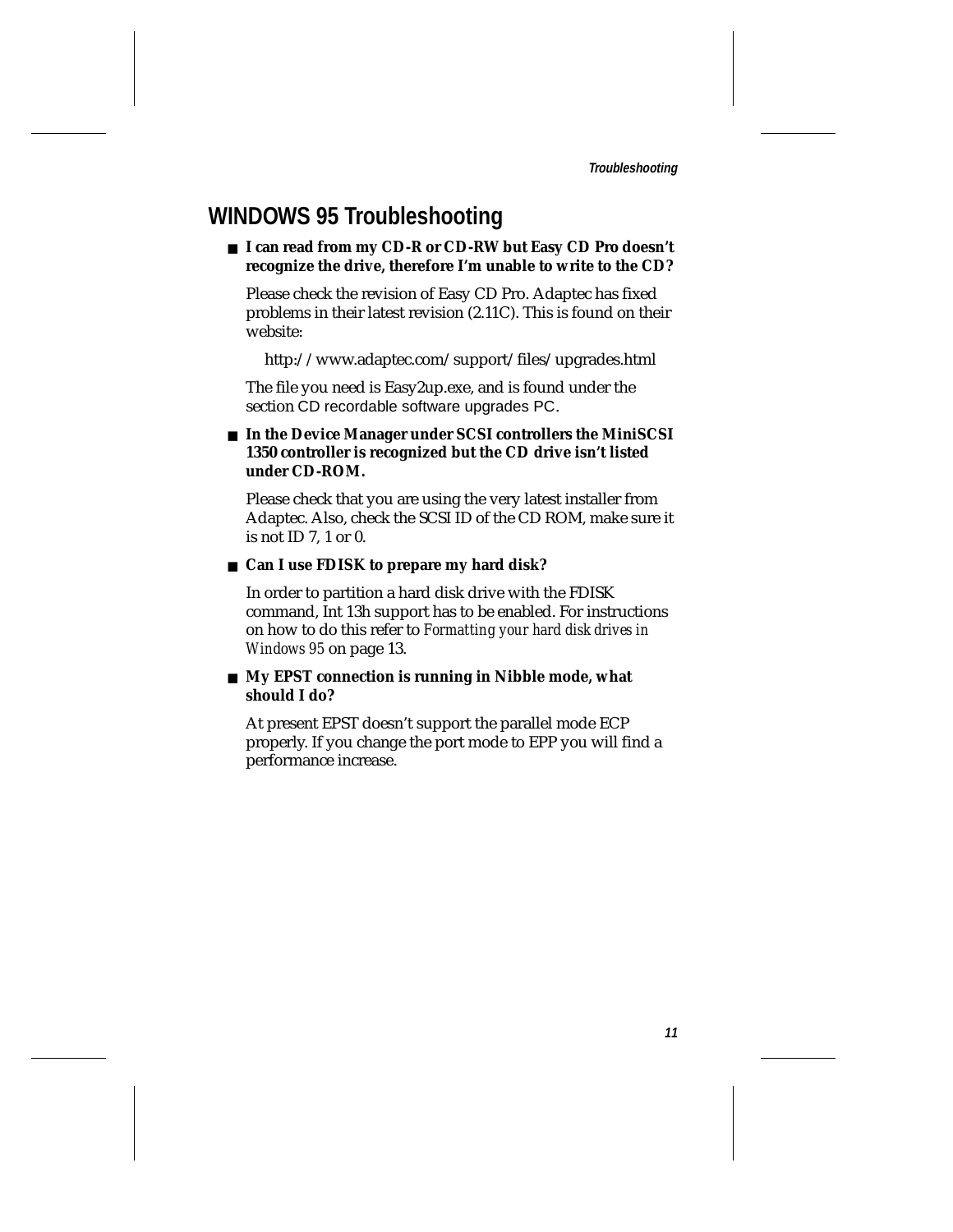## WINDOWS 95 Troubleshooting

- **I can read from my CD-R or CD-RW but Easy CD Pro doesn't recognize the drive, therefore I'm unable to write to the CD?**

  Please check the revision of Easy CD Pro. Adaptec has fixed problems in their latest revision (2.11C). This is found on their website:

  http://www.adaptec.com/support/files/upgrades.html

  The file you need is Easy2up.exe, and is found under the section CD recordable software upgrades PC.

- **In the Device Manager under SCSI controllers the MiniSCSI 1350 controller is recognized but the CD drive isn't listed under CD-ROM.**

  Please check that you are using the very latest installer from Adaptec. Also, check the SCSI ID of the CD ROM, make sure it is not ID 7, 1 or 0.

- **Can I use FDISK to prepare my hard disk?**

  In order to partition a hard disk drive with the FDISK command, Int 13h support has to be enabled. For instructions on how to do this refer to *Formatting your hard disk drives in Windows 95* on page 13.

- **My EPST connection is running in Nibble mode, what should I do?**

  At present EPST doesn't support the parallel mode ECP properly. If you change the port mode to EPP you will find a performance increase.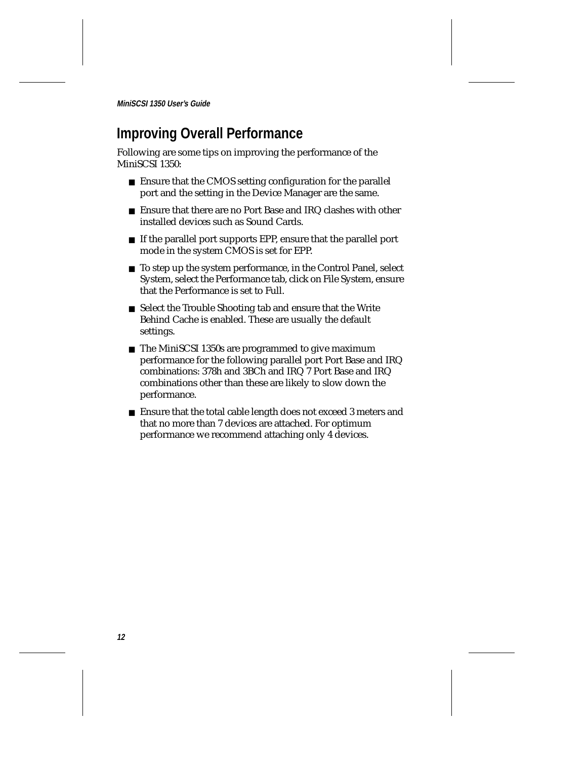## Improving Overall Performance

Following are some tips on improving the performance of the MiniSCSI 1350:

- Ensure that the CMOS setting configuration for the parallel port and the setting in the Device Manager are the same.
- Ensure that there are no Port Base and IRQ clashes with other installed devices such as Sound Cards.
- If the parallel port supports EPP, ensure that the parallel port mode in the system CMOS is set for EPP.
- To step up the system performance, in the Control Panel, select System, select the Performance tab, click on File System, ensure that the Performance is set to Full.
- Select the Trouble Shooting tab and ensure that the Write Behind Cache is enabled. These are usually the default settings.
- The MiniSCSI 1350s are programmed to give maximum performance for the following parallel port Port Base and IRQ combinations: 378h and 3BCh and IRQ 7 Port Base and IRQ combinations other than these are likely to slow down the performance.
- Ensure that the total cable length does not exceed 3 meters and that no more than 7 devices are attached. For optimum performance we recommend attaching only 4 devices.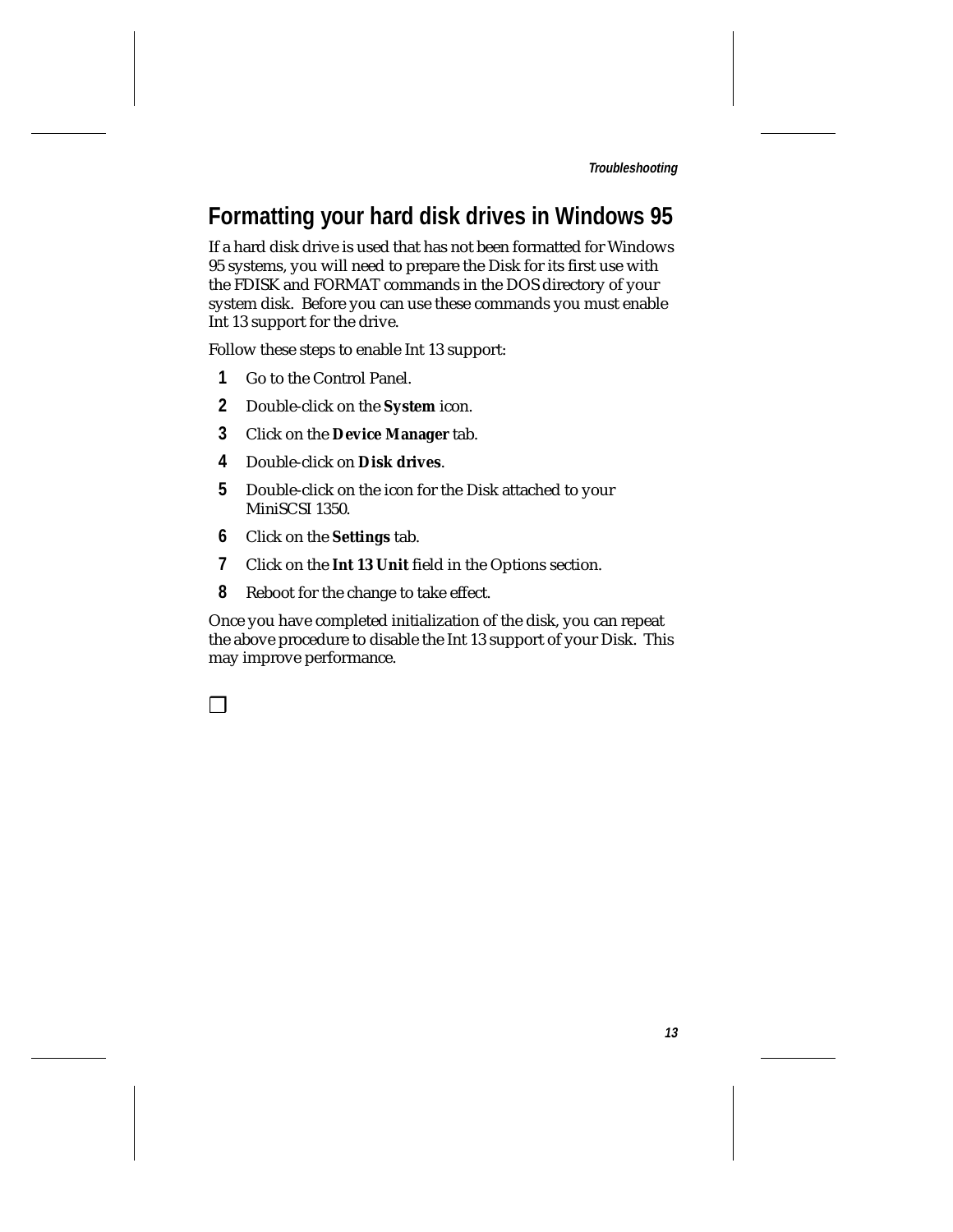## Formatting your hard disk drives in Windows 95

If a hard disk drive is used that has not been formatted for Windows 95 systems, you will need to prepare the Disk for its first use with the FDISK and FORMAT commands in the DOS directory of your system disk.  Before you can use these commands you must enable Int 13 support for the drive.

Follow these steps to enable Int 13 support:

1. Go to the Control Panel.
2. Double-click on the **System** icon.
3. Click on the **Device Manager** tab.
4. Double-click on **Disk drives**.
5. Double-click on the icon for the Disk attached to your MiniSCSI 1350.
6. Click on the **Settings** tab.
7. Click on the **Int 13 Unit** field in the Options section.
8. Reboot for the change to take effect.

Once you have completed initialization of the disk, you can repeat the above procedure to disable the Int 13 support of your Disk.  This may improve performance.

❒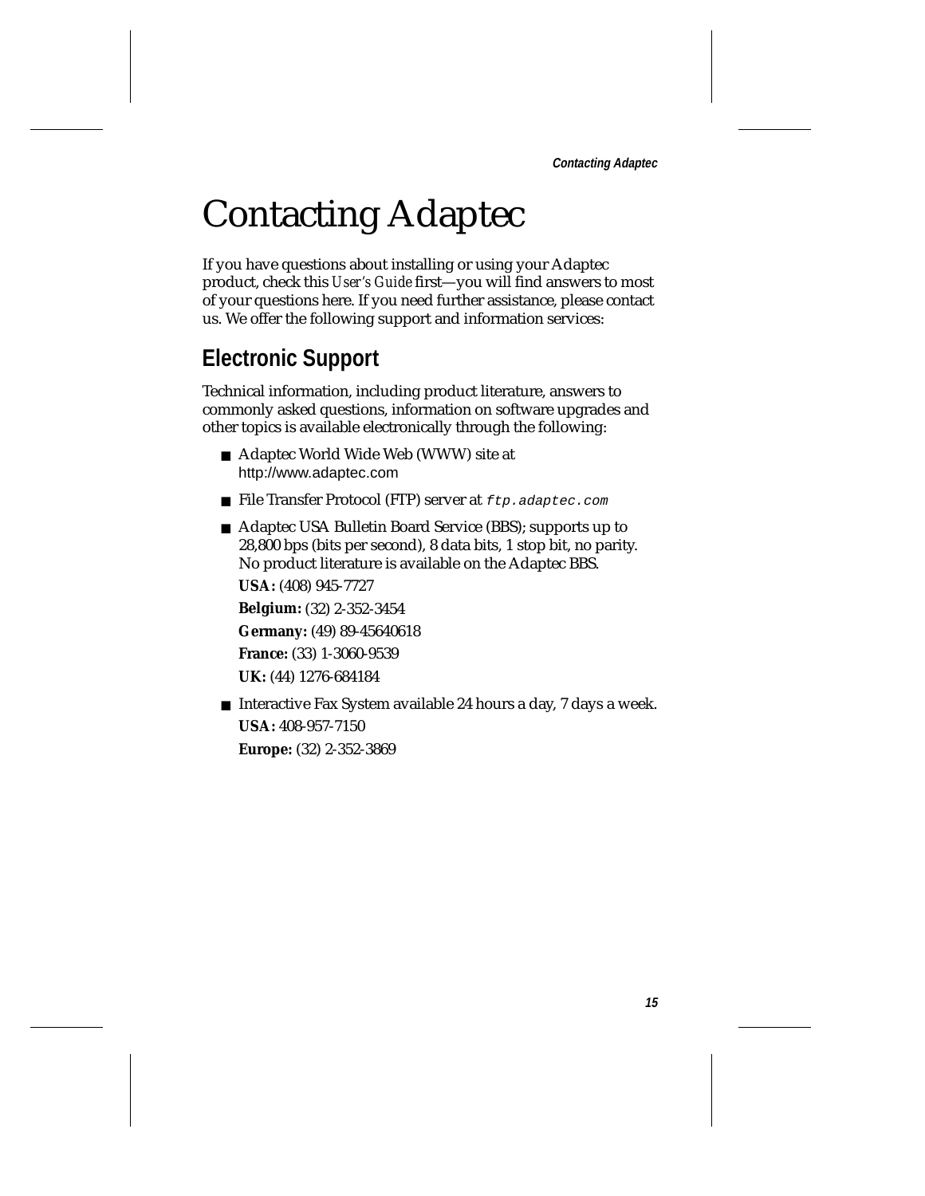# Contacting Adaptec

If you have questions about installing or using your Adaptec product, check this *User's Guide* first—you will find answers to most of your questions here. If you need further assistance, please contact us. We offer the following support and information services:

## Electronic Support

Technical information, including product literature, answers to commonly asked questions, information on software upgrades and other topics is available electronically through the following:

- Adaptec World Wide Web (WWW) site at http://www.adaptec.com
- File Transfer Protocol (FTP) server at `ftp.adaptec.com`
- Adaptec USA Bulletin Board Service (BBS); supports up to 28,800 bps (bits per second), 8 data bits, 1 stop bit, no parity. No product literature is available on the Adaptec BBS.

  **USA:** (408) 945-7727

  **Belgium:** (32) 2-352-3454

  **Germany:** (49) 89-45640618

  **France:** (33) 1-3060-9539

  **UK:** (44) 1276-684184
- Interactive Fax System available 24 hours a day, 7 days a week.

  **USA:** 408-957-7150

  **Europe:** (32) 2-352-3869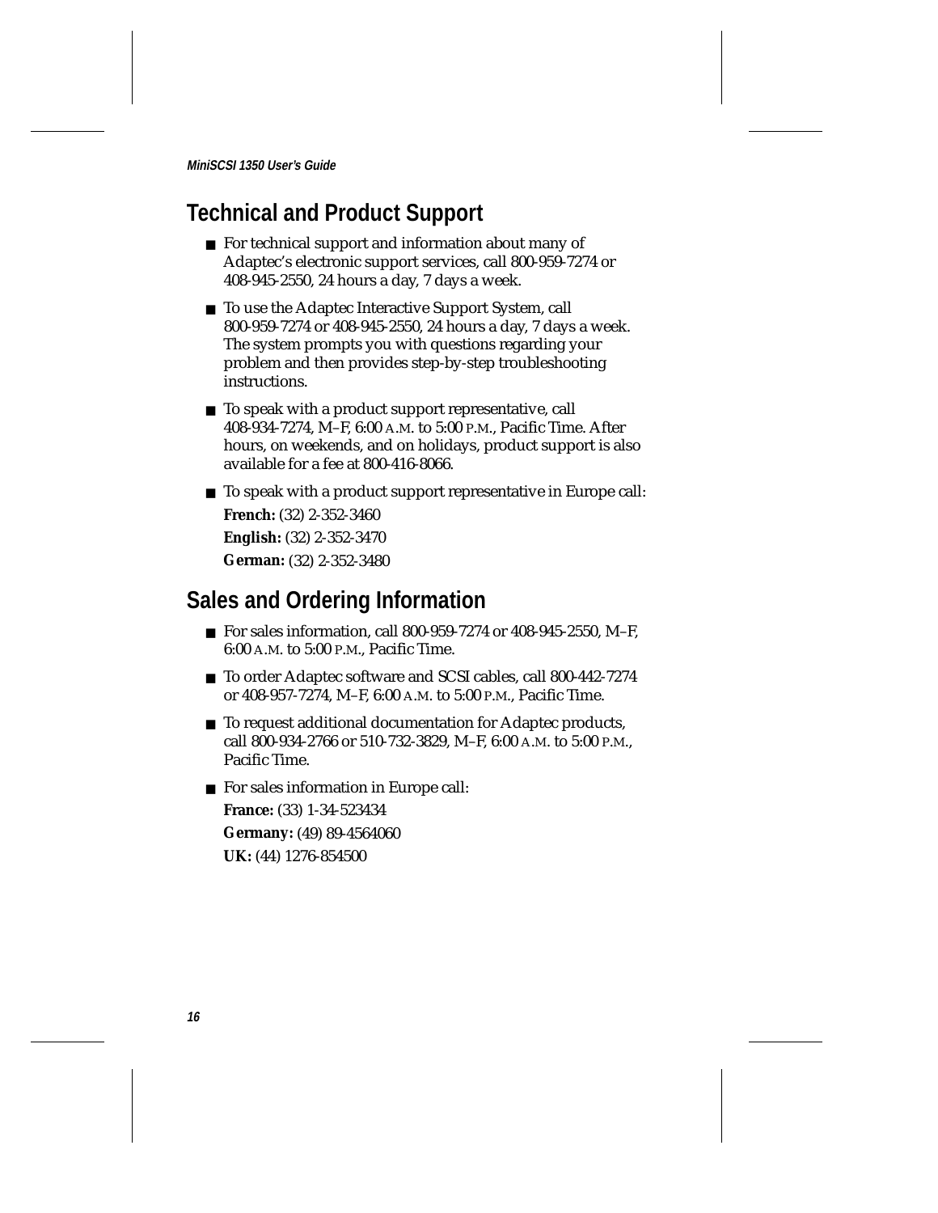## Technical and Product Support

- For technical support and information about many of Adaptec's electronic support services, call 800-959-7274 or 408-945-2550, 24 hours a day, 7 days a week.
- To use the Adaptec Interactive Support System, call 800-959-7274 or 408-945-2550, 24 hours a day, 7 days a week. The system prompts you with questions regarding your problem and then provides step-by-step troubleshooting instructions.
- To speak with a product support representative, call 408-934-7274, M–F, 6:00 A.M. to 5:00 P.M., Pacific Time. After hours, on weekends, and on holidays, product support is also available for a fee at 800-416-8066.
- To speak with a product support representative in Europe call:

  **French:** (32) 2-352-3460

  **English:** (32) 2-352-3470

  **German:** (32) 2-352-3480

## Sales and Ordering Information

- For sales information, call 800-959-7274 or 408-945-2550, M–F, 6:00 A.M. to 5:00 P.M., Pacific Time.
- To order Adaptec software and SCSI cables, call 800-442-7274 or 408-957-7274, M–F, 6:00 A.M. to 5:00 P.M., Pacific Time.
- To request additional documentation for Adaptec products, call 800-934-2766 or 510-732-3829, M–F, 6:00 A.M. to 5:00 P.M., Pacific Time.
- For sales information in Europe call:

  **France:** (33) 1-34-523434

  **Germany:** (49) 89-4564060

  **UK:** (44) 1276-854500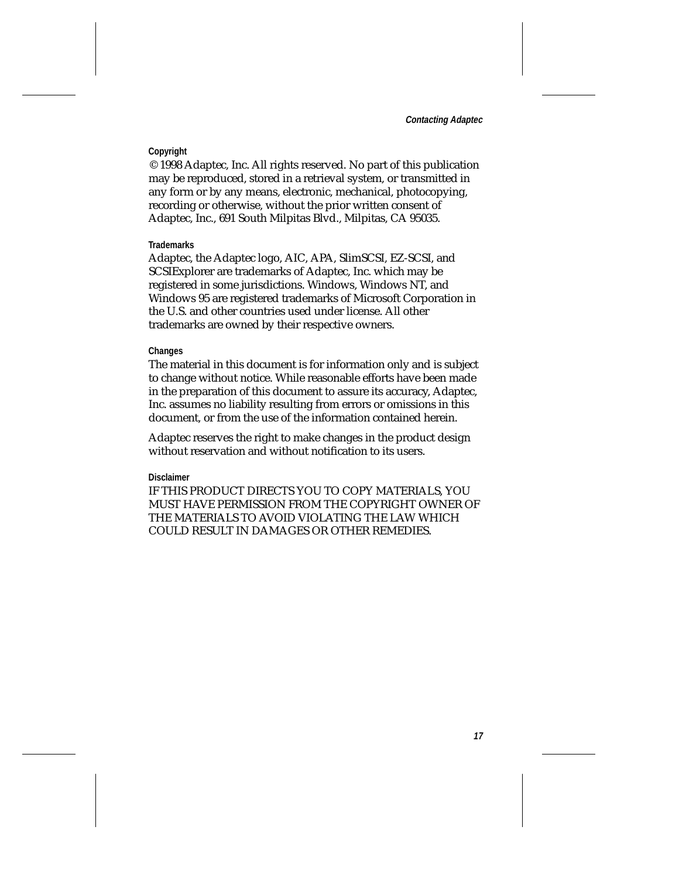### Copyright

© 1998 Adaptec, Inc. All rights reserved. No part of this publication may be reproduced, stored in a retrieval system, or transmitted in any form or by any means, electronic, mechanical, photocopying, recording or otherwise, without the prior written consent of Adaptec, Inc., 691 South Milpitas Blvd., Milpitas, CA 95035.

### Trademarks

Adaptec, the Adaptec logo, AIC, APA, SlimSCSI, EZ-SCSI, and SCSIExplorer are trademarks of Adaptec, Inc. which may be registered in some jurisdictions. Windows, Windows NT, and Windows 95 are registered trademarks of Microsoft Corporation in the U.S. and other countries used under license. All other trademarks are owned by their respective owners.

### Changes

The material in this document is for information only and is subject to change without notice. While reasonable efforts have been made in the preparation of this document to assure its accuracy, Adaptec, Inc. assumes no liability resulting from errors or omissions in this document, or from the use of the information contained herein.

Adaptec reserves the right to make changes in the product design without reservation and without notification to its users.

### Disclaimer

IF THIS PRODUCT DIRECTS YOU TO COPY MATERIALS, YOU MUST HAVE PERMISSION FROM THE COPYRIGHT OWNER OF THE MATERIALS TO AVOID VIOLATING THE LAW WHICH COULD RESULT IN DAMAGES OR OTHER REMEDIES.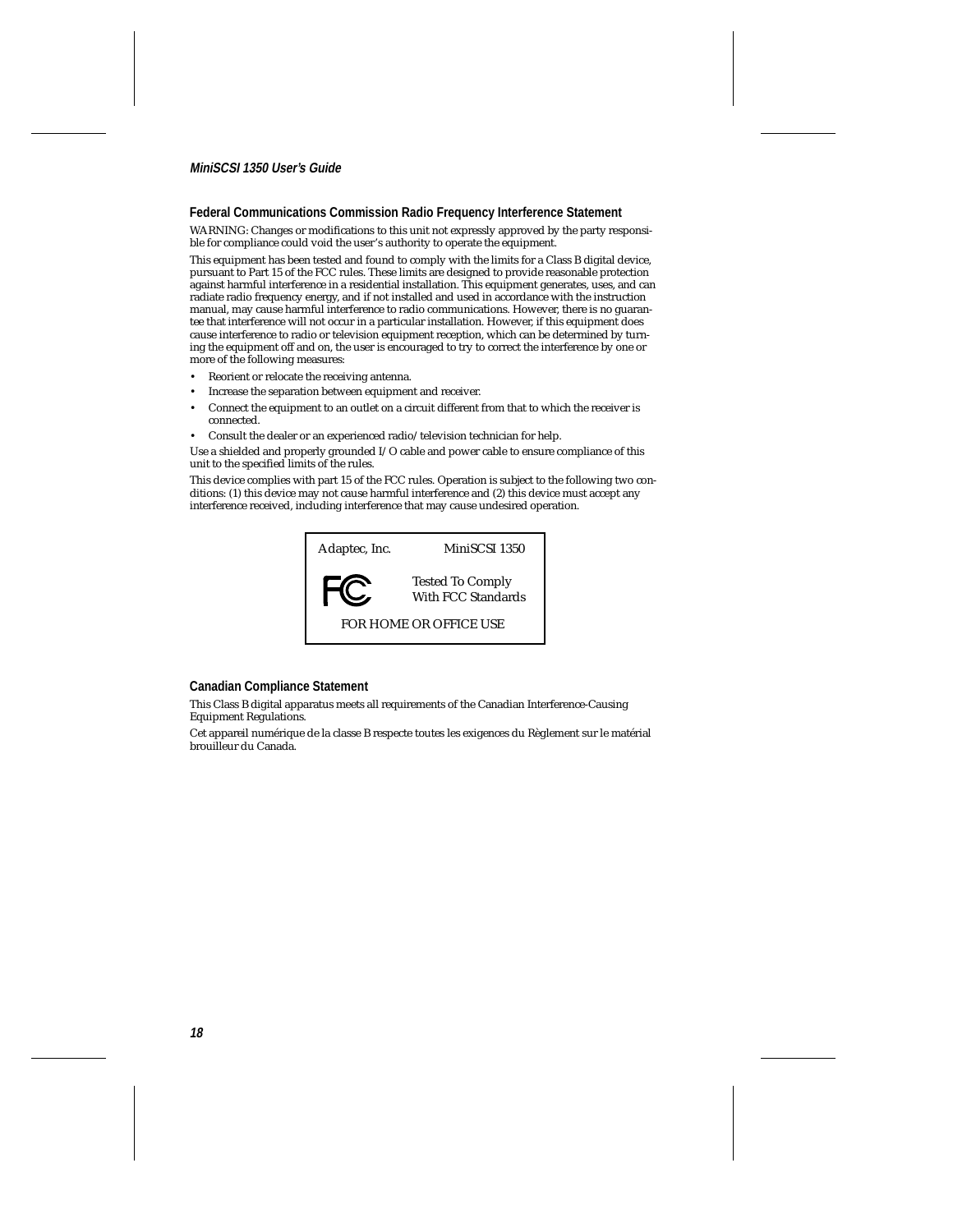## Federal Communications Commission Radio Frequency Interference Statement

WARNING: Changes or modifications to this unit not expressly approved by the party responsible for compliance could void the user's authority to operate the equipment.

This equipment has been tested and found to comply with the limits for a Class B digital device, pursuant to Part 15 of the FCC rules. These limits are designed to provide reasonable protection against harmful interference in a residential installation. This equipment generates, uses, and can radiate radio frequency energy, and if not installed and used in accordance with the instruction manual, may cause harmful interference to radio communications. However, there is no guarantee that interference will not occur in a particular installation. However, if this equipment does cause interference to radio or television equipment reception, which can be determined by turning the equipment off and on, the user is encouraged to try to correct the interference by one or more of the following measures:

- Reorient or relocate the receiving antenna.
- Increase the separation between equipment and receiver.
- Connect the equipment to an outlet on a circuit different from that to which the receiver is connected.
- Consult the dealer or an experienced radio/television technician for help.

Use a shielded and properly grounded I/O cable and power cable to ensure compliance of this unit to the specified limits of the rules.

This device complies with part 15 of the FCC rules. Operation is subject to the following two conditions: (1) this device may not cause harmful interference and (2) this device must accept any interference received, including interference that may cause undesired operation.

| Adaptec, Inc. | MiniSCSI 1350 |
|---|---|
| FC | Tested To Comply With FCC Standards |
| FOR HOME OR OFFICE USE | |

## Canadian Compliance Statement

This Class B digital apparatus meets all requirements of the Canadian Interference-Causing Equipment Regulations.

Cet appareil numérique de la classe B respecte toutes les exigences du Règlement sur le matérial brouilleur du Canada.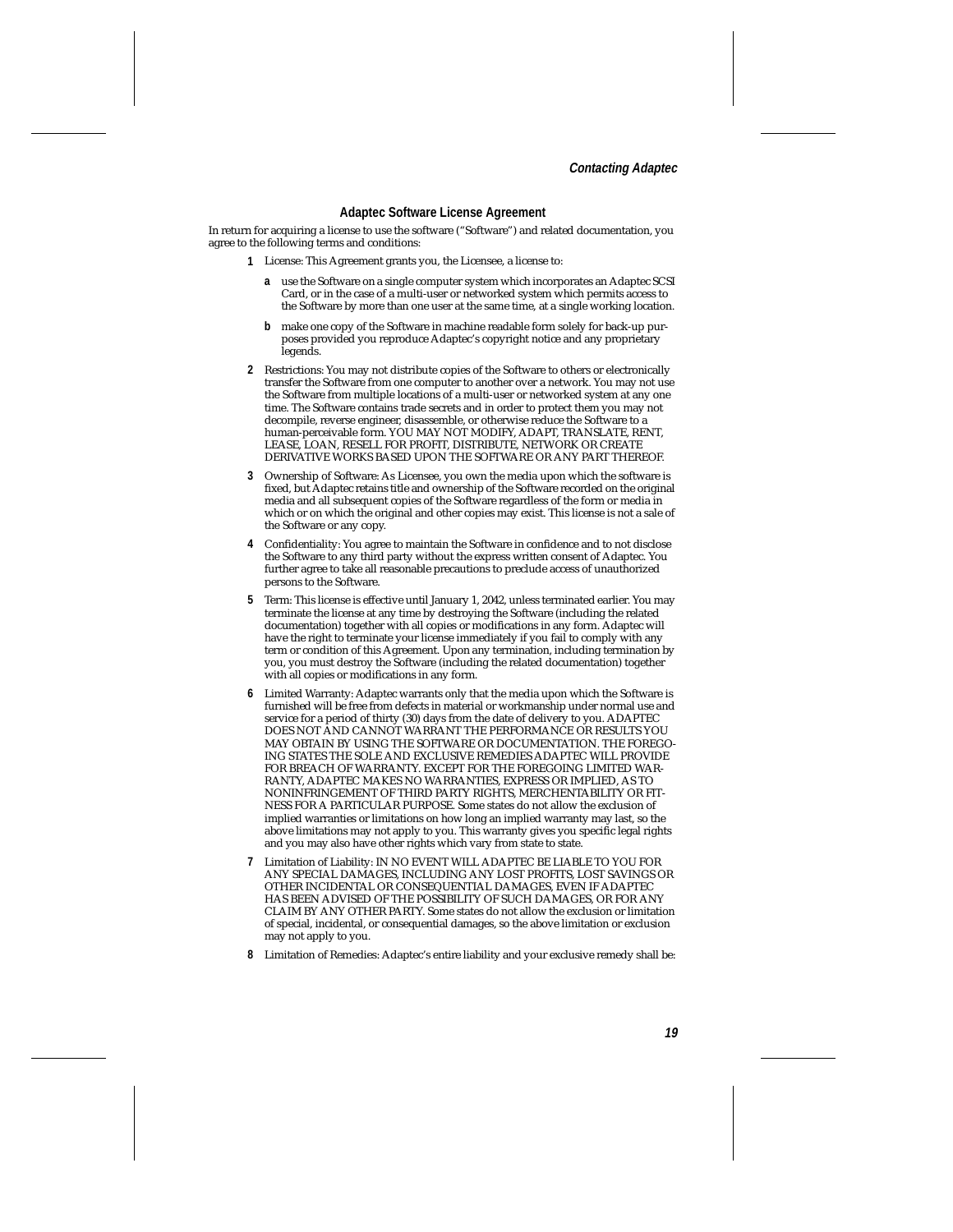## Adaptec Software License Agreement

In return for acquiring a license to use the software ("Software") and related documentation, you agree to the following terms and conditions:

1. License: This Agreement grants you, the Licensee, a license to:

   a. use the Software on a single computer system which incorporates an Adaptec SCSI Card, or in the case of a multi-user or networked system which permits access to the Software by more than one user at the same time, at a single working location.

   b. make one copy of the Software in machine readable form solely for back-up purposes provided you reproduce Adaptec's copyright notice and any proprietary legends.

2. Restrictions: You may not distribute copies of the Software to others or electronically transfer the Software from one computer to another over a network. You may not use the Software from multiple locations of a multi-user or networked system at any one time. The Software contains trade secrets and in order to protect them you may not decompile, reverse engineer, disassemble, or otherwise reduce the Software to a human-perceivable form. YOU MAY NOT MODIFY, ADAPT, TRANSLATE, RENT, LEASE, LOAN, RESELL FOR PROFIT, DISTRIBUTE, NETWORK OR CREATE DERIVATIVE WORKS BASED UPON THE SOFTWARE OR ANY PART THEREOF.

3. Ownership of Software: As Licensee, you own the media upon which the software is fixed, but Adaptec retains title and ownership of the Software recorded on the original media and all subsequent copies of the Software regardless of the form or media in which or on which the original and other copies may exist. This license is not a sale of the Software or any copy.

4. Confidentiality: You agree to maintain the Software in confidence and to not disclose the Software to any third party without the express written consent of Adaptec. You further agree to take all reasonable precautions to preclude access of unauthorized persons to the Software.

5. Term: This license is effective until January 1, 2042, unless terminated earlier. You may terminate the license at any time by destroying the Software (including the related documentation) together with all copies or modifications in any form. Adaptec will have the right to terminate your license immediately if you fail to comply with any term or condition of this Agreement. Upon any termination, including termination by you, you must destroy the Software (including the related documentation) together with all copies or modifications in any form.

6. Limited Warranty: Adaptec warrants only that the media upon which the Software is furnished will be free from defects in material or workmanship under normal use and service for a period of thirty (30) days from the date of delivery to you. ADAPTEC DOES NOT AND CANNOT WARRANT THE PERFORMANCE OR RESULTS YOU MAY OBTAIN BY USING THE SOFTWARE OR DOCUMENTATION. THE FOREGOING STATES THE SOLE AND EXCLUSIVE REMEDIES ADAPTEC WILL PROVIDE FOR BREACH OF WARRANTY. EXCEPT FOR THE FOREGOING LIMITED WARRANTY, ADAPTEC MAKES NO WARRANTIES, EXPRESS OR IMPLIED, AS TO NONINFRINGEMENT OF THIRD PARTY RIGHTS, MERCHENTABILITY OR FITNESS FOR A PARTICULAR PURPOSE. Some states do not allow the exclusion of implied warranties or limitations on how long an implied warranty may last, so the above limitations may not apply to you. This warranty gives you specific legal rights and you may also have other rights which vary from state to state.

7. Limitation of Liability: IN NO EVENT WILL ADAPTEC BE LIABLE TO YOU FOR ANY SPECIAL DAMAGES, INCLUDING ANY LOST PROFITS, LOST SAVINGS OR OTHER INCIDENTAL OR CONSEQUENTIAL DAMAGES, EVEN IF ADAPTEC HAS BEEN ADVISED OF THE POSSIBILITY OF SUCH DAMAGES, OR FOR ANY CLAIM BY ANY OTHER PARTY. Some states do not allow the exclusion or limitation of special, incidental, or consequential damages, so the above limitation or exclusion may not apply to you.

8. Limitation of Remedies: Adaptec's entire liability and your exclusive remedy shall be: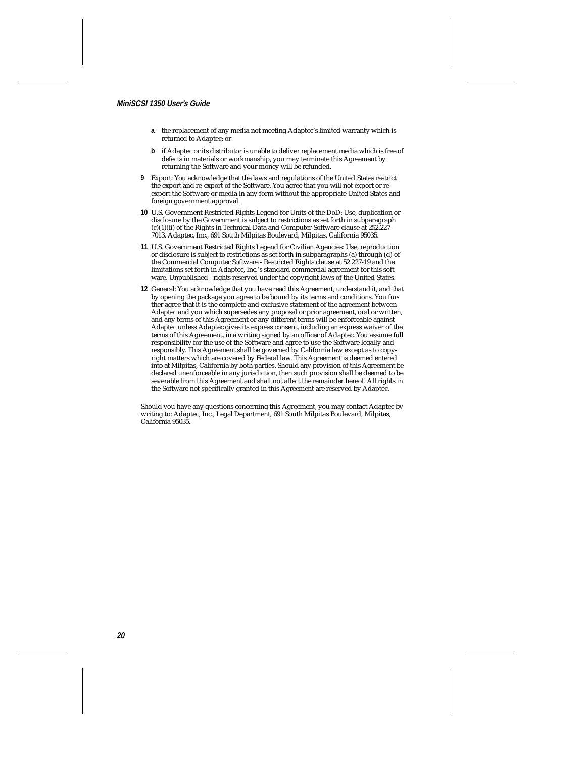- **a** the replacement of any media not meeting Adaptec's limited warranty which is returned to Adaptec; or
- **b** if Adaptec or its distributor is unable to deliver replacement media which is free of defects in materials or workmanship, you may terminate this Agreement by returning the Software and your money will be refunded.

**9** Export: You acknowledge that the laws and regulations of the United States restrict the export and re-export of the Software. You agree that you will not export or re-export the Software or media in any form without the appropriate United States and foreign government approval.

**10** U.S. Government Restricted Rights Legend for Units of the DoD: Use, duplication or disclosure by the Government is subject to restrictions as set forth in subparagraph (c)(1)(ii) of the Rights in Technical Data and Computer Software clause at 252.227-7013. Adaptec, Inc., 691 South Milpitas Boulevard, Milpitas, California 95035.

**11** U.S. Government Restricted Rights Legend for Civilian Agencies: Use, reproduction or disclosure is subject to restrictions as set forth in subparagraphs (a) through (d) of the Commercial Computer Software - Restricted Rights clause at 52.227-19 and the limitations set forth in Adaptec, Inc.'s standard commercial agreement for this software. Unpublished - rights reserved under the copyright laws of the United States.

**12** General: You acknowledge that you have read this Agreement, understand it, and that by opening the package you agree to be bound by its terms and conditions. You further agree that it is the complete and exclusive statement of the agreement between Adaptec and you which supersedes any proposal or prior agreement, oral or written, and any terms of this Agreement or any different terms will be enforceable against Adaptec unless Adaptec gives its express consent, including an express waiver of the terms of this Agreement, in a writing signed by an officer of Adaptec. You assume full responsibility for the use of the Software and agree to use the Software legally and responsibly. This Agreement shall be governed by California law except as to copyright matters which are covered by Federal law. This Agreement is deemed entered into at Milpitas, California by both parties. Should any provision of this Agreement be declared unenforceable in any jurisdiction, then such provision shall be deemed to be severable from this Agreement and shall not affect the remainder hereof. All rights in the Software not specifically granted in this Agreement are reserved by Adaptec.

Should you have any questions concerning this Agreement, you may contact Adaptec by writing to: Adaptec, Inc., Legal Department, 691 South Milpitas Boulevard, Milpitas, California 95035.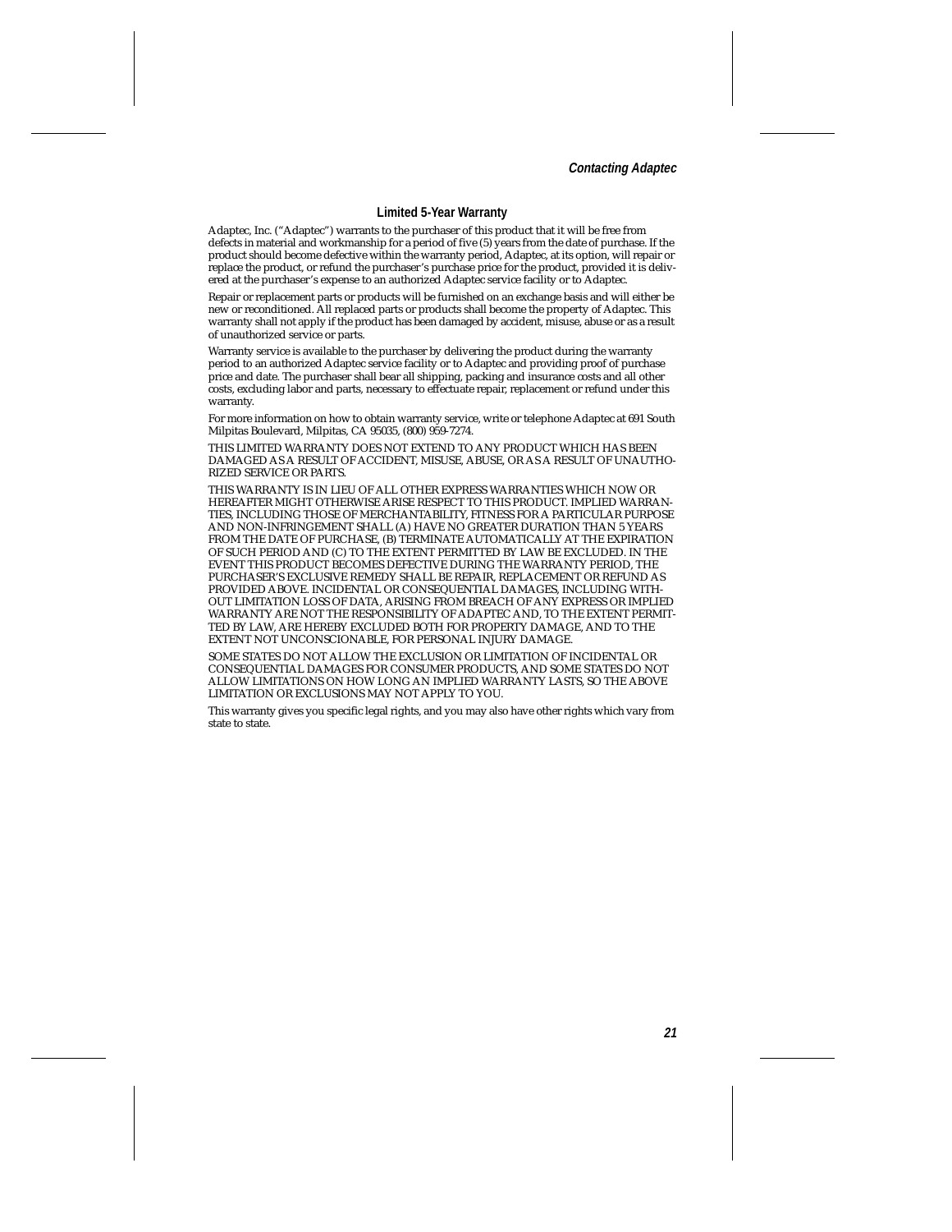## Limited 5-Year Warranty

Adaptec, Inc. ("Adaptec") warrants to the purchaser of this product that it will be free from defects in material and workmanship for a period of five (5) years from the date of purchase. If the product should become defective within the warranty period, Adaptec, at its option, will repair or replace the product, or refund the purchaser's purchase price for the product, provided it is delivered at the purchaser's expense to an authorized Adaptec service facility or to Adaptec.

Repair or replacement parts or products will be furnished on an exchange basis and will either be new or reconditioned. All replaced parts or products shall become the property of Adaptec. This warranty shall not apply if the product has been damaged by accident, misuse, abuse or as a result of unauthorized service or parts.

Warranty service is available to the purchaser by delivering the product during the warranty period to an authorized Adaptec service facility or to Adaptec and providing proof of purchase price and date. The purchaser shall bear all shipping, packing and insurance costs and all other costs, excluding labor and parts, necessary to effectuate repair, replacement or refund under this warranty.

For more information on how to obtain warranty service, write or telephone Adaptec at 691 South Milpitas Boulevard, Milpitas, CA 95035, (800) 959-7274.

THIS LIMITED WARRANTY DOES NOT EXTEND TO ANY PRODUCT WHICH HAS BEEN DAMAGED AS A RESULT OF ACCIDENT, MISUSE, ABUSE, OR AS A RESULT OF UNAUTHORIZED SERVICE OR PARTS.

THIS WARRANTY IS IN LIEU OF ALL OTHER EXPRESS WARRANTIES WHICH NOW OR HEREAFTER MIGHT OTHERWISE ARISE RESPECT TO THIS PRODUCT. IMPLIED WARRANTIES, INCLUDING THOSE OF MERCHANTABILITY, FITNESS FOR A PARTICULAR PURPOSE AND NON-INFRINGEMENT SHALL (A) HAVE NO GREATER DURATION THAN 5 YEARS FROM THE DATE OF PURCHASE, (B) TERMINATE AUTOMATICALLY AT THE EXPIRATION OF SUCH PERIOD AND (C) TO THE EXTENT PERMITTED BY LAW BE EXCLUDED. IN THE EVENT THIS PRODUCT BECOMES DEFECTIVE DURING THE WARRANTY PERIOD, THE PURCHASER'S EXCLUSIVE REMEDY SHALL BE REPAIR, REPLACEMENT OR REFUND AS PROVIDED ABOVE. INCIDENTAL OR CONSEQUENTIAL DAMAGES, INCLUDING WITHOUT LIMITATION LOSS OF DATA, ARISING FROM BREACH OF ANY EXPRESS OR IMPLIED WARRANTY ARE NOT THE RESPONSIBILITY OF ADAPTEC AND, TO THE EXTENT PERMITTED BY LAW, ARE HEREBY EXCLUDED BOTH FOR PROPERTY DAMAGE, AND TO THE EXTENT NOT UNCONSCIONABLE, FOR PERSONAL INJURY DAMAGE.

SOME STATES DO NOT ALLOW THE EXCLUSION OR LIMITATION OF INCIDENTAL OR CONSEQUENTIAL DAMAGES FOR CONSUMER PRODUCTS, AND SOME STATES DO NOT ALLOW LIMITATIONS ON HOW LONG AN IMPLIED WARRANTY LASTS, SO THE ABOVE LIMITATION OR EXCLUSIONS MAY NOT APPLY TO YOU.

This warranty gives you specific legal rights, and you may also have other rights which vary from state to state.